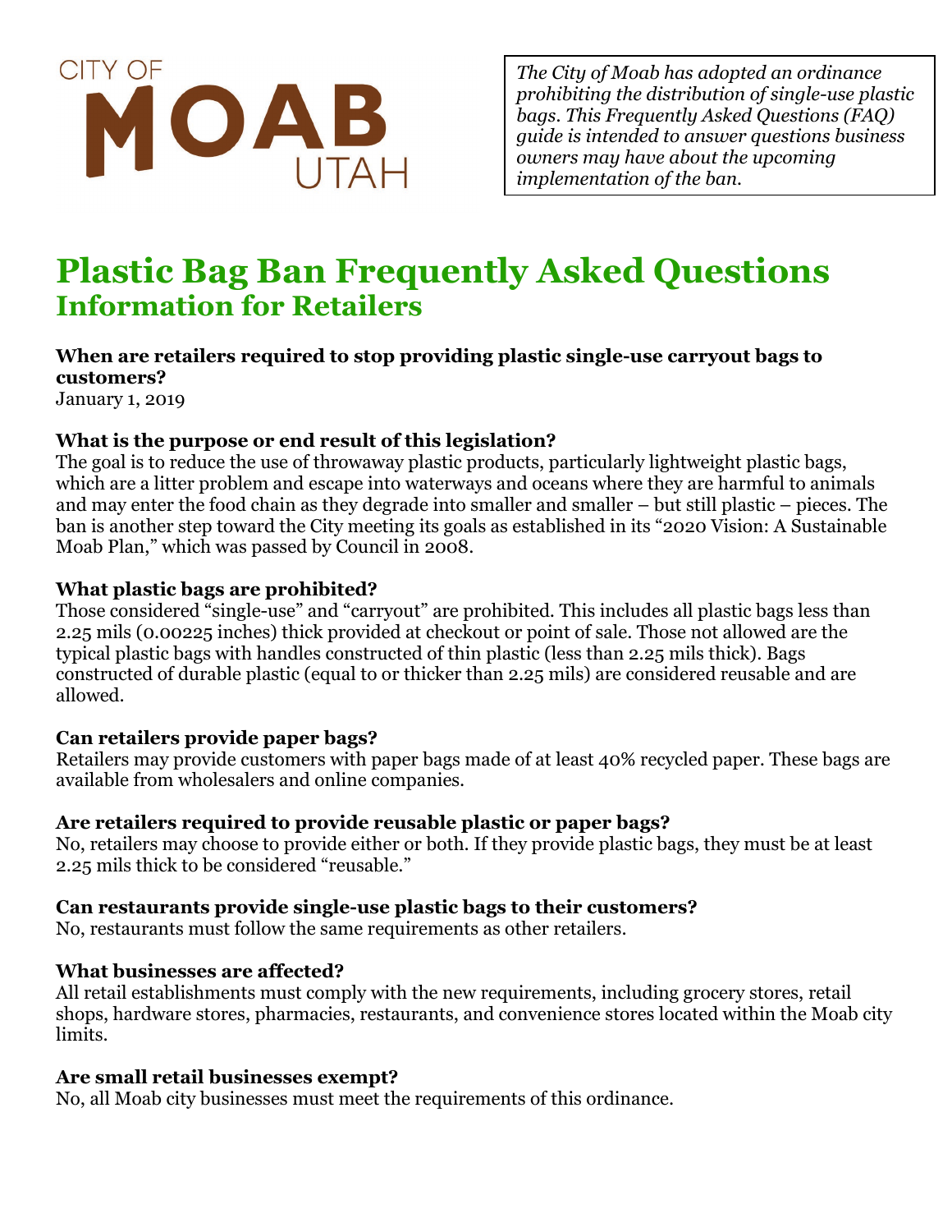CITY OF MOAB UTAH

*The City of Moab has adopted an ordinance prohibiting the distribution of single-use plastic bags. This Frequently Asked Questions (FAQ) guide is intended to answer questions business owners may have about the upcoming implementation of the ban.*

# Plastic Bag Ban Frequently Asked Questions
## Information for Retailers

### When are retailers required to stop providing plastic single-use carryout bags to customers?

January 1, 2019

### What is the purpose or end result of this legislation?

The goal is to reduce the use of throwaway plastic products, particularly lightweight plastic bags, which are a litter problem and escape into waterways and oceans where they are harmful to animals and may enter the food chain as they degrade into smaller and smaller – but still plastic – pieces. The ban is another step toward the City meeting its goals as established in its "2020 Vision: A Sustainable Moab Plan," which was passed by Council in 2008.

### What plastic bags are prohibited?

Those considered "single-use" and "carryout" are prohibited. This includes all plastic bags less than 2.25 mils (0.00225 inches) thick provided at checkout or point of sale. Those not allowed are the typical plastic bags with handles constructed of thin plastic (less than 2.25 mils thick). Bags constructed of durable plastic (equal to or thicker than 2.25 mils) are considered reusable and are allowed.

### Can retailers provide paper bags?

Retailers may provide customers with paper bags made of at least 40% recycled paper. These bags are available from wholesalers and online companies.

### Are retailers required to provide reusable plastic or paper bags?

No, retailers may choose to provide either or both. If they provide plastic bags, they must be at least 2.25 mils thick to be considered "reusable."

### Can restaurants provide single-use plastic bags to their customers?

No, restaurants must follow the same requirements as other retailers.

### What businesses are affected?

All retail establishments must comply with the new requirements, including grocery stores, retail shops, hardware stores, pharmacies, restaurants, and convenience stores located within the Moab city limits.

### Are small retail businesses exempt?

No, all Moab city businesses must meet the requirements of this ordinance.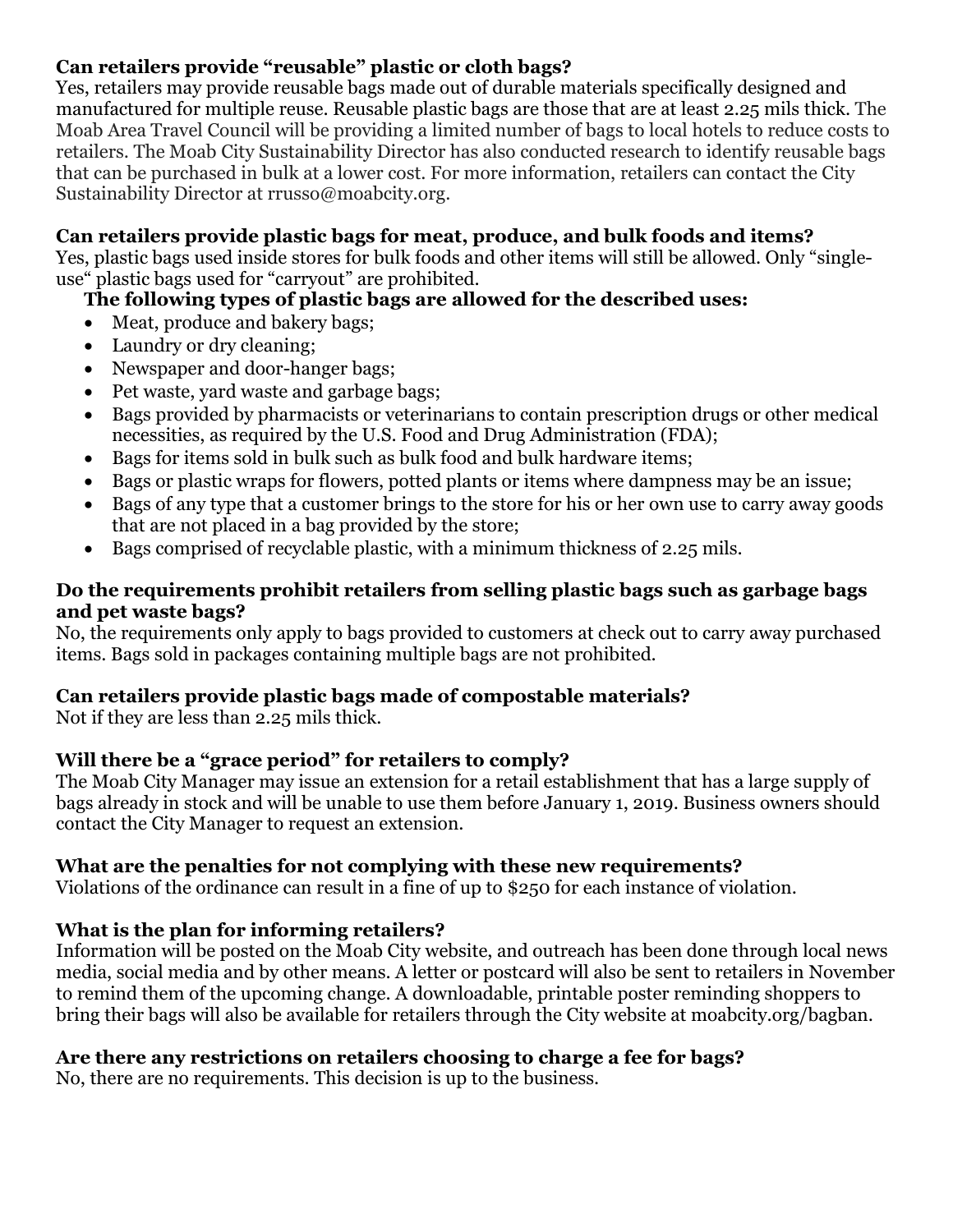**Can retailers provide "reusable" plastic or cloth bags?**

Yes, retailers may provide reusable bags made out of durable materials specifically designed and manufactured for multiple reuse. Reusable plastic bags are those that are at least 2.25 mils thick. The Moab Area Travel Council will be providing a limited number of bags to local hotels to reduce costs to retailers. The Moab City Sustainability Director has also conducted research to identify reusable bags that can be purchased in bulk at a lower cost. For more information, retailers can contact the City Sustainability Director at rrusso@moabcity.org.

**Can retailers provide plastic bags for meat, produce, and bulk foods and items?**

Yes, plastic bags used inside stores for bulk foods and other items will still be allowed. Only "single-use" plastic bags used for "carryout" are prohibited.

**The following types of plastic bags are allowed for the described uses:**

- Meat, produce and bakery bags;
- Laundry or dry cleaning;
- Newspaper and door-hanger bags;
- Pet waste, yard waste and garbage bags;
- Bags provided by pharmacists or veterinarians to contain prescription drugs or other medical necessities, as required by the U.S. Food and Drug Administration (FDA);
- Bags for items sold in bulk such as bulk food and bulk hardware items;
- Bags or plastic wraps for flowers, potted plants or items where dampness may be an issue;
- Bags of any type that a customer brings to the store for his or her own use to carry away goods that are not placed in a bag provided by the store;
- Bags comprised of recyclable plastic, with a minimum thickness of 2.25 mils.

**Do the requirements prohibit retailers from selling plastic bags such as garbage bags and pet waste bags?**

No, the requirements only apply to bags provided to customers at check out to carry away purchased items. Bags sold in packages containing multiple bags are not prohibited.

**Can retailers provide plastic bags made of compostable materials?**

Not if they are less than 2.25 mils thick.

**Will there be a "grace period" for retailers to comply?**

The Moab City Manager may issue an extension for a retail establishment that has a large supply of bags already in stock and will be unable to use them before January 1, 2019. Business owners should contact the City Manager to request an extension.

**What are the penalties for not complying with these new requirements?**

Violations of the ordinance can result in a fine of up to $250 for each instance of violation.

**What is the plan for informing retailers?**

Information will be posted on the Moab City website, and outreach has been done through local news media, social media and by other means. A letter or postcard will also be sent to retailers in November to remind them of the upcoming change. A downloadable, printable poster reminding shoppers to bring their bags will also be available for retailers through the City website at moabcity.org/bagban.

**Are there any restrictions on retailers choosing to charge a fee for bags?**

No, there are no requirements. This decision is up to the business.